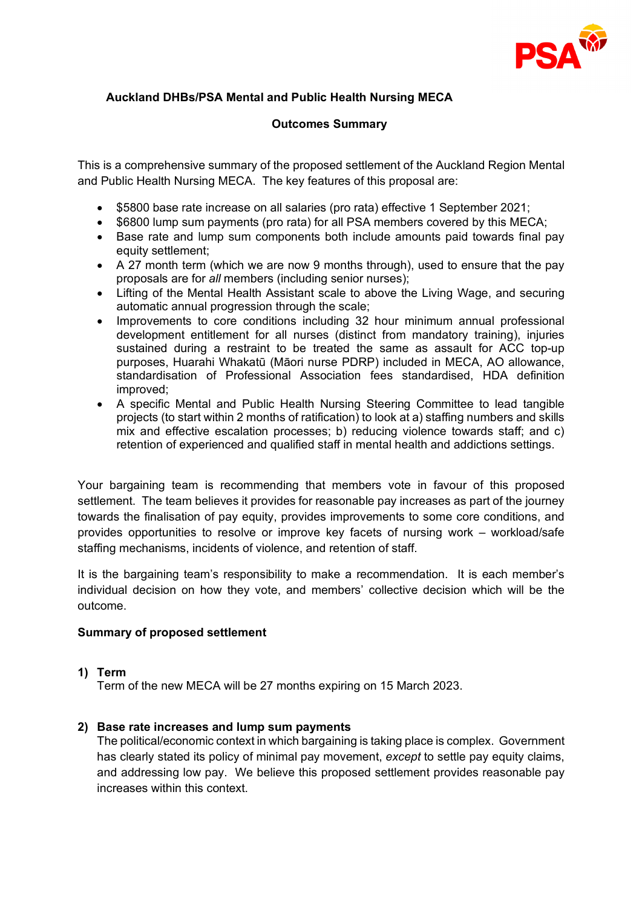**Auckland DHBs/PSA Mental and Public Health Nursing MECA**

**Outcomes Summary**

This is a comprehensive summary of the proposed settlement of the Auckland Region Mental and Public Health Nursing MECA. The key features of this proposal are:

- $5800 base rate increase on all salaries (pro rata) effective 1 September 2021;
- $6800 lump sum payments (pro rata) for all PSA members covered by this MECA;
- Base rate and lump sum components both include amounts paid towards final pay equity settlement;
- A 27 month term (which we are now 9 months through), used to ensure that the pay proposals are for *all* members (including senior nurses);
- Lifting of the Mental Health Assistant scale to above the Living Wage, and securing automatic annual progression through the scale;
- Improvements to core conditions including 32 hour minimum annual professional development entitlement for all nurses (distinct from mandatory training), injuries sustained during a restraint to be treated the same as assault for ACC top-up purposes, Huarahi Whakatū (Māori nurse PDRP) included in MECA, AO allowance, standardisation of Professional Association fees standardised, HDA definition improved;
- A specific Mental and Public Health Nursing Steering Committee to lead tangible projects (to start within 2 months of ratification) to look at a) staffing numbers and skills mix and effective escalation processes; b) reducing violence towards staff; and c) retention of experienced and qualified staff in mental health and addictions settings.

Your bargaining team is recommending that members vote in favour of this proposed settlement. The team believes it provides for reasonable pay increases as part of the journey towards the finalisation of pay equity, provides improvements to some core conditions, and provides opportunities to resolve or improve key facets of nursing work – workload/safe staffing mechanisms, incidents of violence, and retention of staff.

It is the bargaining team's responsibility to make a recommendation. It is each member's individual decision on how they vote, and members' collective decision which will be the outcome.

**Summary of proposed settlement**

**1) Term**

Term of the new MECA will be 27 months expiring on 15 March 2023.

**2) Base rate increases and lump sum payments**

The political/economic context in which bargaining is taking place is complex. Government has clearly stated its policy of minimal pay movement, *except* to settle pay equity claims, and addressing low pay. We believe this proposed settlement provides reasonable pay increases within this context.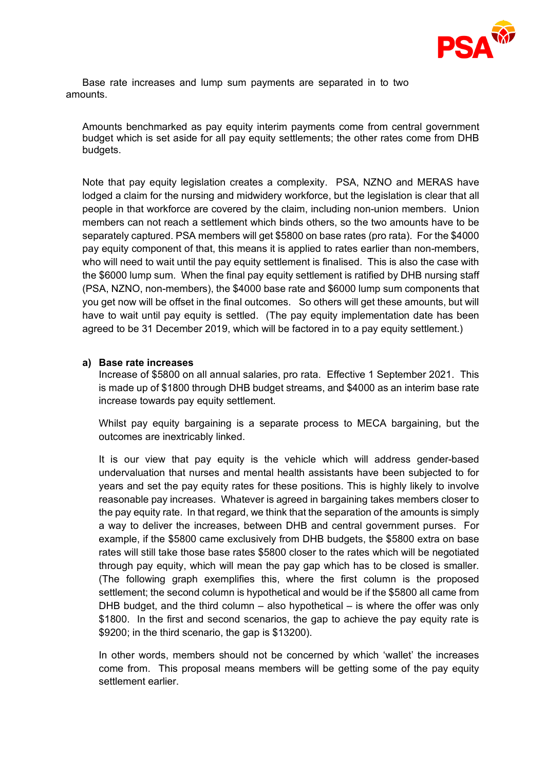Base rate increases and lump sum payments are separated in to two amounts.

Amounts benchmarked as pay equity interim payments come from central government budget which is set aside for all pay equity settlements; the other rates come from DHB budgets.

Note that pay equity legislation creates a complexity. PSA, NZNO and MERAS have lodged a claim for the nursing and midwidery workforce, but the legislation is clear that all people in that workforce are covered by the claim, including non-union members. Union members can not reach a settlement which binds others, so the two amounts have to be separately captured. PSA members will get $5800 on base rates (pro rata). For the $4000 pay equity component of that, this means it is applied to rates earlier than non-members, who will need to wait until the pay equity settlement is finalised. This is also the case with the $6000 lump sum. When the final pay equity settlement is ratified by DHB nursing staff (PSA, NZNO, non-members), the $4000 base rate and $6000 lump sum components that you get now will be offset in the final outcomes. So others will get these amounts, but will have to wait until pay equity is settled. (The pay equity implementation date has been agreed to be 31 December 2019, which will be factored in to a pay equity settlement.)

**a) Base rate increases**

Increase of $5800 on all annual salaries, pro rata. Effective 1 September 2021. This is made up of $1800 through DHB budget streams, and $4000 as an interim base rate increase towards pay equity settlement.

Whilst pay equity bargaining is a separate process to MECA bargaining, but the outcomes are inextricably linked.

It is our view that pay equity is the vehicle which will address gender-based undervaluation that nurses and mental health assistants have been subjected to for years and set the pay equity rates for these positions. This is highly likely to involve reasonable pay increases. Whatever is agreed in bargaining takes members closer to the pay equity rate. In that regard, we think that the separation of the amounts is simply a way to deliver the increases, between DHB and central government purses. For example, if the $5800 came exclusively from DHB budgets, the $5800 extra on base rates will still take those base rates $5800 closer to the rates which will be negotiated through pay equity, which will mean the pay gap which has to be closed is smaller. (The following graph exemplifies this, where the first column is the proposed settlement; the second column is hypothetical and would be if the $5800 all came from DHB budget, and the third column – also hypothetical – is where the offer was only $1800. In the first and second scenarios, the gap to achieve the pay equity rate is $9200; in the third scenario, the gap is $13200).

In other words, members should not be concerned by which 'wallet' the increases come from. This proposal means members will be getting some of the pay equity settlement earlier.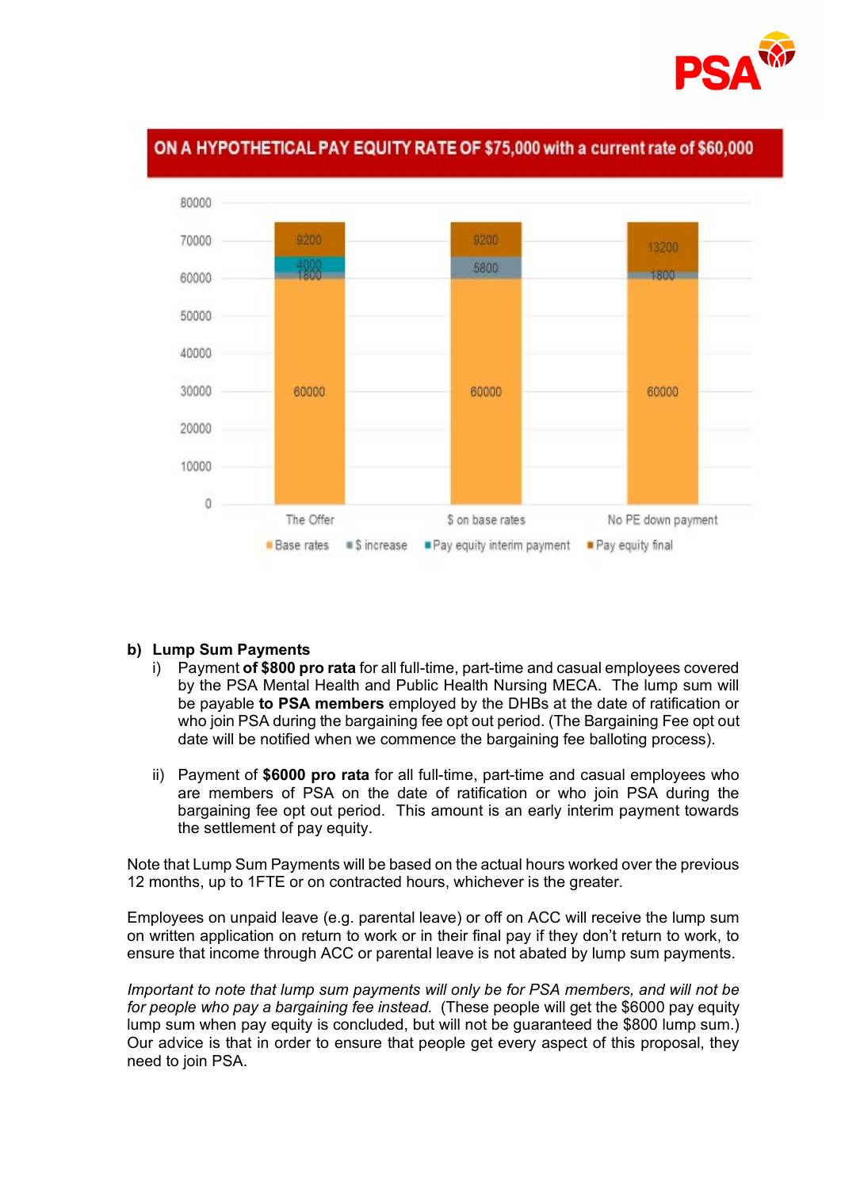**ON A HYPOTHETICAL PAY EQUITY RATE OF $75,000 with a current rate of $60,000**

| | The Offer | $ on base rates | No PE down payment |
|---|---|---|---|
| Base rates | 60000 | 60000 | 60000 |
| $ increase | 1800 | 5800 | 1800 |
| Pay equity interim payment | 4000 | | |
| Pay equity final | 9200 | 9200 | 13200 |

**b) Lump Sum Payments**

i) Payment **of $800 pro rata** for all full-time, part-time and casual employees covered by the PSA Mental Health and Public Health Nursing MECA. The lump sum will be payable **to PSA members** employed by the DHBs at the date of ratification or who join PSA during the bargaining fee opt out period. (The Bargaining Fee opt out date will be notified when we commence the bargaining fee balloting process).

ii) Payment of **$6000 pro rata** for all full-time, part-time and casual employees who are members of PSA on the date of ratification or who join PSA during the bargaining fee opt out period. This amount is an early interim payment towards the settlement of pay equity.

Note that Lump Sum Payments will be based on the actual hours worked over the previous 12 months, up to 1FTE or on contracted hours, whichever is the greater.

Employees on unpaid leave (e.g. parental leave) or off on ACC will receive the lump sum on written application on return to work or in their final pay if they don't return to work, to ensure that income through ACC or parental leave is not abated by lump sum payments.

*Important to note that lump sum payments will only be for PSA members, and will not be for people who pay a bargaining fee instead.* (These people will get the $6000 pay equity lump sum when pay equity is concluded, but will not be guaranteed the $800 lump sum.) Our advice is that in order to ensure that people get every aspect of this proposal, they need to join PSA.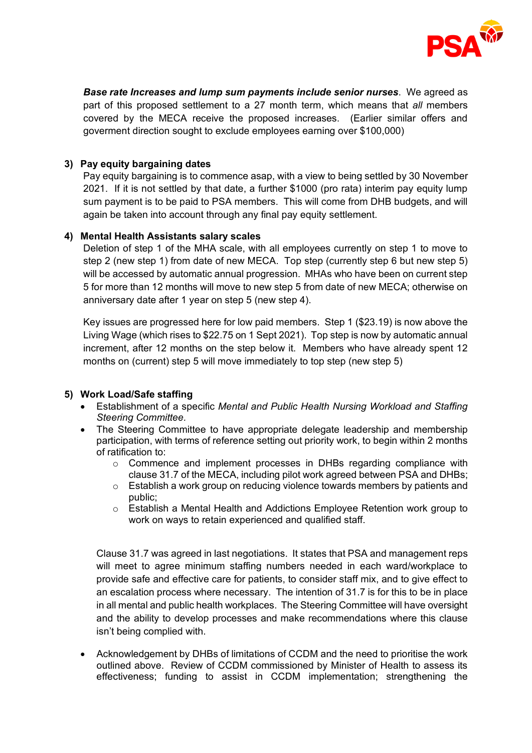***Base rate Increases and lump sum payments include senior nurses***. We agreed as part of this proposed settlement to a 27 month term, which means that *all* members covered by the MECA receive the proposed increases. (Earlier similar offers and goverment direction sought to exclude employees earning over $100,000)

**3) Pay equity bargaining dates**

Pay equity bargaining is to commence asap, with a view to being settled by 30 November 2021. If it is not settled by that date, a further $1000 (pro rata) interim pay equity lump sum payment is to be paid to PSA members. This will come from DHB budgets, and will again be taken into account through any final pay equity settlement.

**4) Mental Health Assistants salary scales**

Deletion of step 1 of the MHA scale, with all employees currently on step 1 to move to step 2 (new step 1) from date of new MECA. Top step (currently step 6 but new step 5) will be accessed by automatic annual progression. MHAs who have been on current step 5 for more than 12 months will move to new step 5 from date of new MECA; otherwise on anniversary date after 1 year on step 5 (new step 4).

Key issues are progressed here for low paid members. Step 1 ($23.19) is now above the Living Wage (which rises to $22.75 on 1 Sept 2021). Top step is now by automatic annual increment, after 12 months on the step below it. Members who have already spent 12 months on (current) step 5 will move immediately to top step (new step 5)

**5) Work Load/Safe staffing**

- Establishment of a specific *Mental and Public Health Nursing Workload and Staffing Steering Committee.*
- The Steering Committee to have appropriate delegate leadership and membership participation, with terms of reference setting out priority work, to begin within 2 months of ratification to:
  - Commence and implement processes in DHBs regarding compliance with clause 31.7 of the MECA, including pilot work agreed between PSA and DHBs;
  - Establish a work group on reducing violence towards members by patients and public;
  - Establish a Mental Health and Addictions Employee Retention work group to work on ways to retain experienced and qualified staff.

  Clause 31.7 was agreed in last negotiations. It states that PSA and management reps will meet to agree minimum staffing numbers needed in each ward/workplace to provide safe and effective care for patients, to consider staff mix, and to give effect to an escalation process where necessary. The intention of 31.7 is for this to be in place in all mental and public health workplaces. The Steering Committee will have oversight and the ability to develop processes and make recommendations where this clause isn't being complied with.

- Acknowledgement by DHBs of limitations of CCDM and the need to prioritise the work outlined above. Review of CCDM commissioned by Minister of Health to assess its effectiveness; funding to assist in CCDM implementation; strengthening the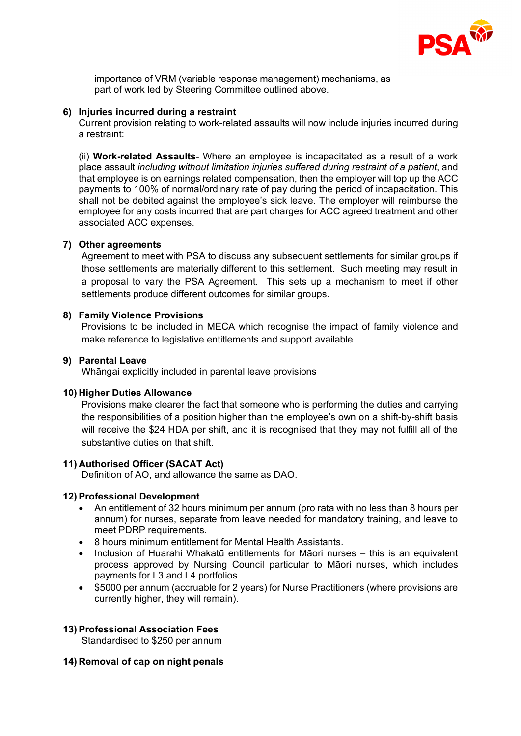importance of VRM (variable response management) mechanisms, as part of work led by Steering Committee outlined above.

**6) Injuries incurred during a restraint**

Current provision relating to work-related assaults will now include injuries incurred during a restraint:

(ii) **Work-related Assaults**- Where an employee is incapacitated as a result of a work place assault *including without limitation injuries suffered during restraint of a patient*, and that employee is on earnings related compensation, then the employer will top up the ACC payments to 100% of normal/ordinary rate of pay during the period of incapacitation. This shall not be debited against the employee's sick leave. The employer will reimburse the employee for any costs incurred that are part charges for ACC agreed treatment and other associated ACC expenses.

**7) Other agreements**

Agreement to meet with PSA to discuss any subsequent settlements for similar groups if those settlements are materially different to this settlement. Such meeting may result in a proposal to vary the PSA Agreement. This sets up a mechanism to meet if other settlements produce different outcomes for similar groups.

**8) Family Violence Provisions**

Provisions to be included in MECA which recognise the impact of family violence and make reference to legislative entitlements and support available.

**9) Parental Leave**

Whāngai explicitly included in parental leave provisions

**10) Higher Duties Allowance**

Provisions make clearer the fact that someone who is performing the duties and carrying the responsibilities of a position higher than the employee's own on a shift-by-shift basis will receive the $24 HDA per shift, and it is recognised that they may not fulfill all of the substantive duties on that shift.

**11) Authorised Officer (SACAT Act)**

Definition of AO, and allowance the same as DAO.

**12) Professional Development**

- An entitlement of 32 hours minimum per annum (pro rata with no less than 8 hours per annum) for nurses, separate from leave needed for mandatory training, and leave to meet PDRP requirements.
- 8 hours minimum entitlement for Mental Health Assistants.
- Inclusion of Huarahi Whakatū entitlements for Māori nurses – this is an equivalent process approved by Nursing Council particular to Māori nurses, which includes payments for L3 and L4 portfolios.
- $5000 per annum (accruable for 2 years) for Nurse Practitioners (where provisions are currently higher, they will remain).

**13) Professional Association Fees**

Standardised to $250 per annum

**14) Removal of cap on night penals**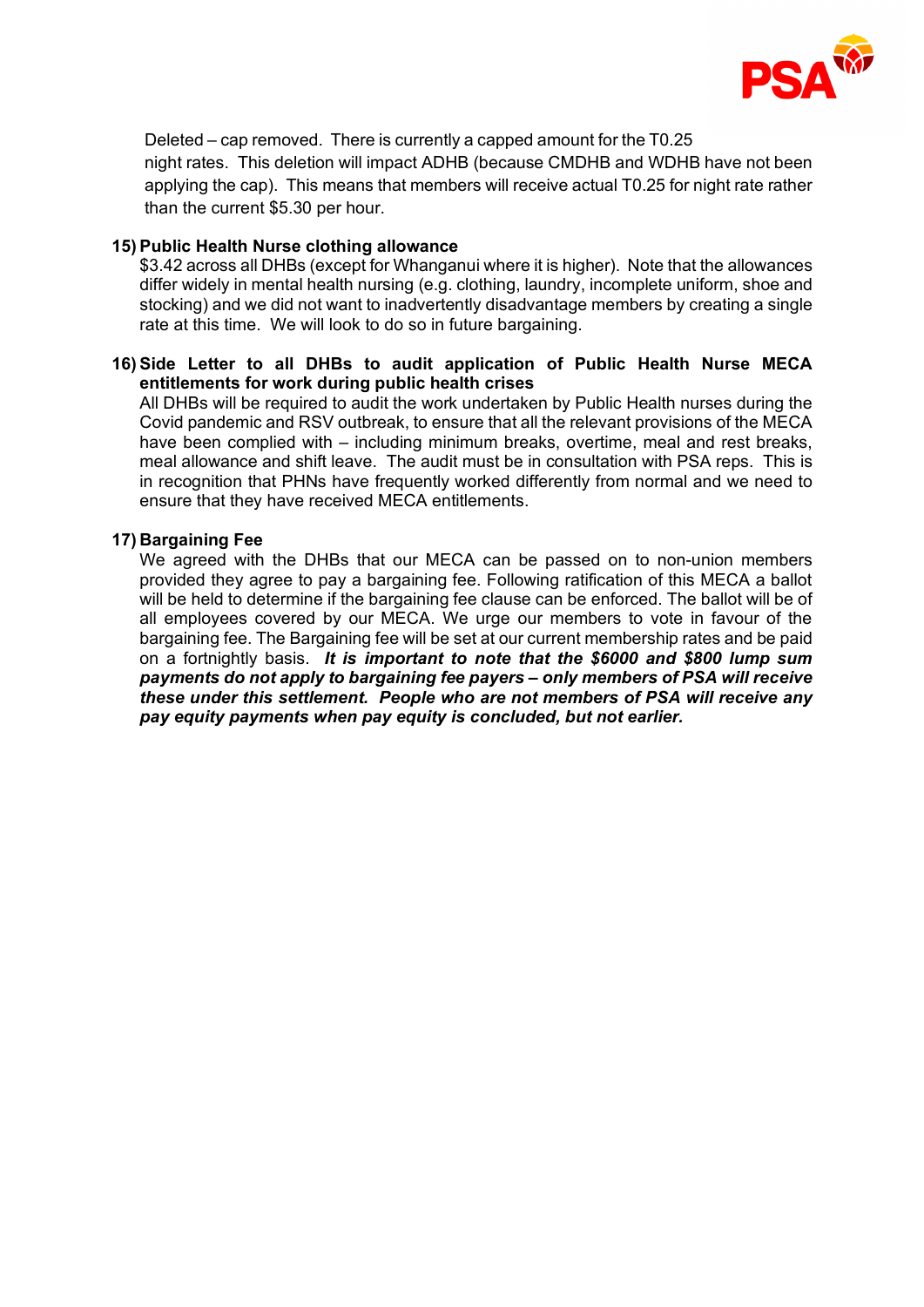Deleted – cap removed. There is currently a capped amount for the T0.25 night rates. This deletion will impact ADHB (because CMDHB and WDHB have not been applying the cap). This means that members will receive actual T0.25 for night rate rather than the current $5.30 per hour.

**15) Public Health Nurse clothing allowance**

$3.42 across all DHBs (except for Whanganui where it is higher). Note that the allowances differ widely in mental health nursing (e.g. clothing, laundry, incomplete uniform, shoe and stocking) and we did not want to inadvertently disadvantage members by creating a single rate at this time. We will look to do so in future bargaining.

**16) Side Letter to all DHBs to audit application of Public Health Nurse MECA entitlements for work during public health crises**

All DHBs will be required to audit the work undertaken by Public Health nurses during the Covid pandemic and RSV outbreak, to ensure that all the relevant provisions of the MECA have been complied with – including minimum breaks, overtime, meal and rest breaks, meal allowance and shift leave. The audit must be in consultation with PSA reps. This is in recognition that PHNs have frequently worked differently from normal and we need to ensure that they have received MECA entitlements.

**17) Bargaining Fee**

We agreed with the DHBs that our MECA can be passed on to non-union members provided they agree to pay a bargaining fee. Following ratification of this MECA a ballot will be held to determine if the bargaining fee clause can be enforced. The ballot will be of all employees covered by our MECA. We urge our members to vote in favour of the bargaining fee. The Bargaining fee will be set at our current membership rates and be paid on a fortnightly basis. ***It is important to note that the $6000 and $800 lump sum payments do not apply to bargaining fee payers – only members of PSA will receive these under this settlement. People who are not members of PSA will receive any pay equity payments when pay equity is concluded, but not earlier.***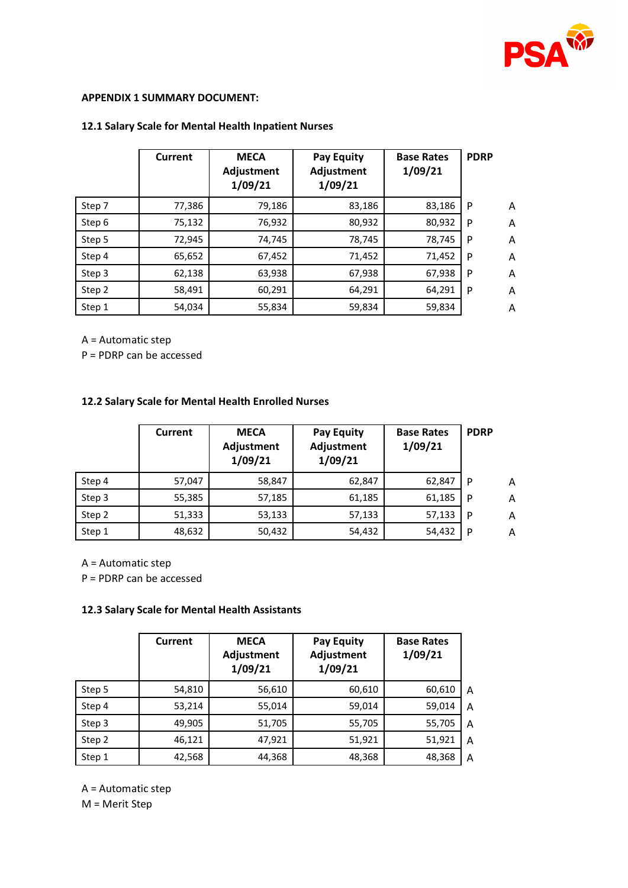**APPENDIX 1 SUMMARY DOCUMENT:**

**12.1 Salary Scale for Mental Health Inpatient Nurses**

| | Current | MECA Adjustment 1/09/21 | Pay Equity Adjustment 1/09/21 | Base Rates 1/09/21 | PDRP | |
|---|---|---|---|---|---|---|
| Step 7 | 77,386 | 79,186 | 83,186 | 83,186 | P | A |
| Step 6 | 75,132 | 76,932 | 80,932 | 80,932 | P | A |
| Step 5 | 72,945 | 74,745 | 78,745 | 78,745 | P | A |
| Step 4 | 65,652 | 67,452 | 71,452 | 71,452 | P | A |
| Step 3 | 62,138 | 63,938 | 67,938 | 67,938 | P | A |
| Step 2 | 58,491 | 60,291 | 64,291 | 64,291 | P | A |
| Step 1 | 54,034 | 55,834 | 59,834 | 59,834 | | A |

A = Automatic step
P = PDRP can be accessed

**12.2 Salary Scale for Mental Health Enrolled Nurses**

| | Current | MECA Adjustment 1/09/21 | Pay Equity Adjustment 1/09/21 | Base Rates 1/09/21 | PDRP | |
|---|---|---|---|---|---|---|
| Step 4 | 57,047 | 58,847 | 62,847 | 62,847 | P | A |
| Step 3 | 55,385 | 57,185 | 61,185 | 61,185 | P | A |
| Step 2 | 51,333 | 53,133 | 57,133 | 57,133 | P | A |
| Step 1 | 48,632 | 50,432 | 54,432 | 54,432 | P | A |

A = Automatic step
P = PDRP can be accessed

**12.3 Salary Scale for Mental Health Assistants**

| | Current | MECA Adjustment 1/09/21 | Pay Equity Adjustment 1/09/21 | Base Rates 1/09/21 | |
|---|---|---|---|---|---|
| Step 5 | 54,810 | 56,610 | 60,610 | 60,610 | A |
| Step 4 | 53,214 | 55,014 | 59,014 | 59,014 | A |
| Step 3 | 49,905 | 51,705 | 55,705 | 55,705 | A |
| Step 2 | 46,121 | 47,921 | 51,921 | 51,921 | A |
| Step 1 | 42,568 | 44,368 | 48,368 | 48,368 | A |

A = Automatic step
M = Merit Step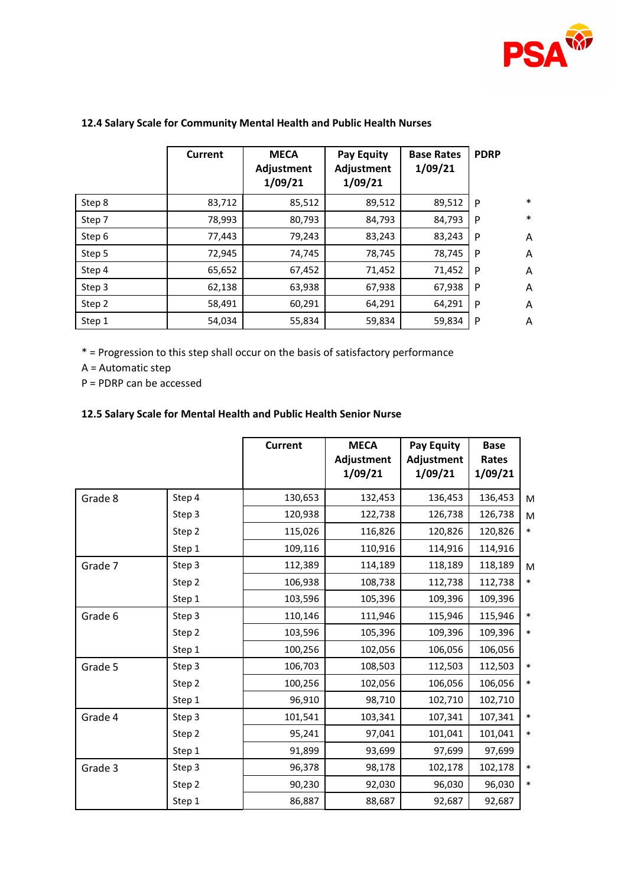### 12.4 Salary Scale for Community Mental Health and Public Health Nurses

| | Current | MECA Adjustment 1/09/21 | Pay Equity Adjustment 1/09/21 | Base Rates 1/09/21 | PDRP | |
|---|---|---|---|---|---|---|
| Step 8 | 83,712 | 85,512 | 89,512 | 89,512 | P | * |
| Step 7 | 78,993 | 80,793 | 84,793 | 84,793 | P | * |
| Step 6 | 77,443 | 79,243 | 83,243 | 83,243 | P | A |
| Step 5 | 72,945 | 74,745 | 78,745 | 78,745 | P | A |
| Step 4 | 65,652 | 67,452 | 71,452 | 71,452 | P | A |
| Step 3 | 62,138 | 63,938 | 67,938 | 67,938 | P | A |
| Step 2 | 58,491 | 60,291 | 64,291 | 64,291 | P | A |
| Step 1 | 54,034 | 55,834 | 59,834 | 59,834 | P | A |

* = Progression to this step shall occur on the basis of satisfactory performance
A = Automatic step
P = PDRP can be accessed

### 12.5 Salary Scale for Mental Health and Public Health Senior Nurse

| | | Current | MECA Adjustment 1/09/21 | Pay Equity Adjustment 1/09/21 | Base Rates 1/09/21 | |
|---|---|---|---|---|---|---|
| Grade 8 | Step 4 | 130,653 | 132,453 | 136,453 | 136,453 | M |
| | Step 3 | 120,938 | 122,738 | 126,738 | 126,738 | M |
| | Step 2 | 115,026 | 116,826 | 120,826 | 120,826 | * |
| | Step 1 | 109,116 | 110,916 | 114,916 | 114,916 | |
| Grade 7 | Step 3 | 112,389 | 114,189 | 118,189 | 118,189 | M |
| | Step 2 | 106,938 | 108,738 | 112,738 | 112,738 | * |
| | Step 1 | 103,596 | 105,396 | 109,396 | 109,396 | |
| Grade 6 | Step 3 | 110,146 | 111,946 | 115,946 | 115,946 | * |
| | Step 2 | 103,596 | 105,396 | 109,396 | 109,396 | * |
| | Step 1 | 100,256 | 102,056 | 106,056 | 106,056 | |
| Grade 5 | Step 3 | 106,703 | 108,503 | 112,503 | 112,503 | * |
| | Step 2 | 100,256 | 102,056 | 106,056 | 106,056 | * |
| | Step 1 | 96,910 | 98,710 | 102,710 | 102,710 | |
| Grade 4 | Step 3 | 101,541 | 103,341 | 107,341 | 107,341 | * |
| | Step 2 | 95,241 | 97,041 | 101,041 | 101,041 | * |
| | Step 1 | 91,899 | 93,699 | 97,699 | 97,699 | |
| Grade 3 | Step 3 | 96,378 | 98,178 | 102,178 | 102,178 | * |
| | Step 2 | 90,230 | 92,030 | 96,030 | 96,030 | * |
| | Step 1 | 86,887 | 88,687 | 92,687 | 92,687 | |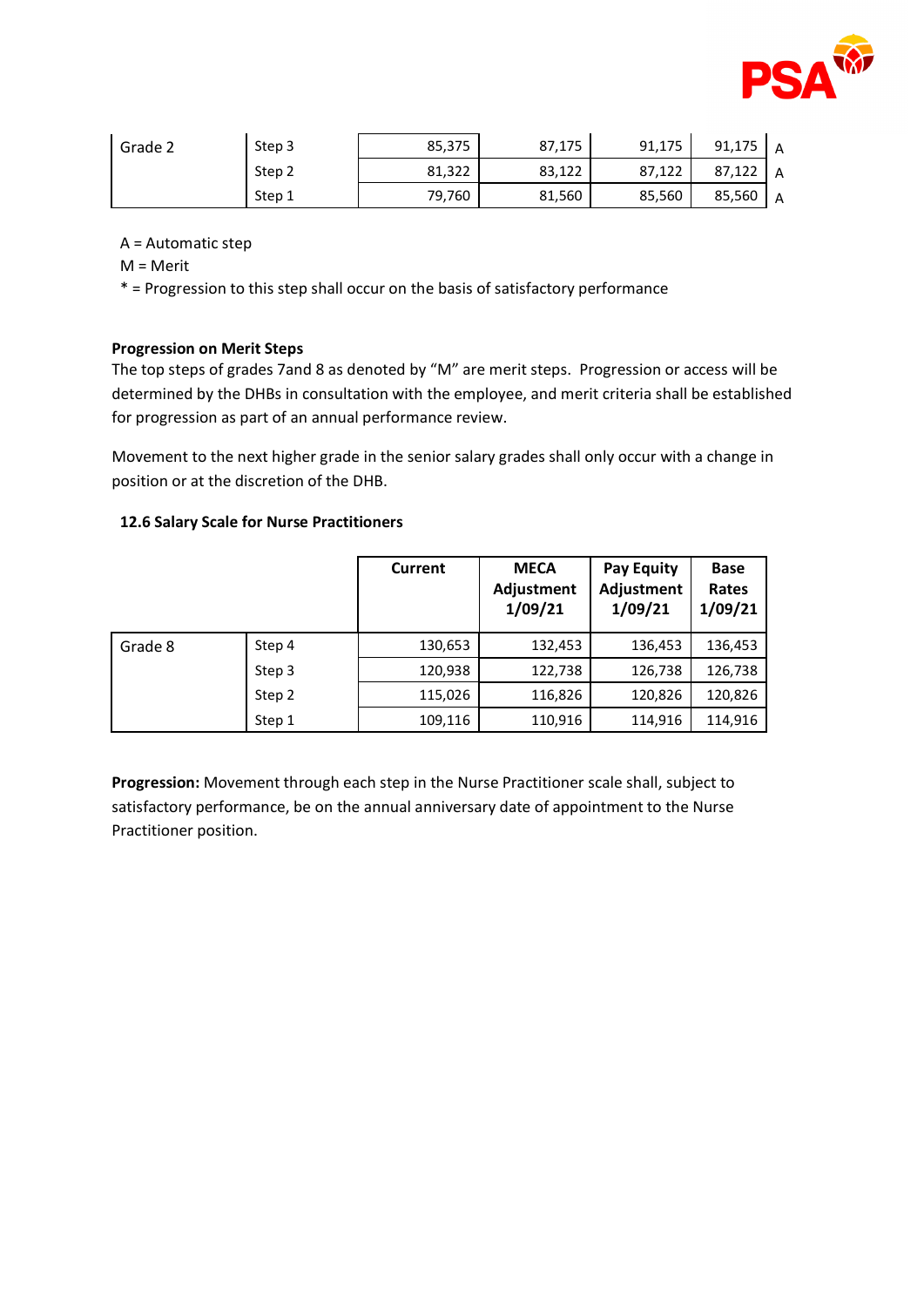| | | | | | | |
|---|---|---|---|---|---|---|
| Grade 2 | Step 3 | 85,375 | 87,175 | 91,175 | 91,175 | A |
| | Step 2 | 81,322 | 83,122 | 87,122 | 87,122 | A |
| | Step 1 | 79,760 | 81,560 | 85,560 | 85,560 | A |

A = Automatic step

M = Merit

* = Progression to this step shall occur on the basis of satisfactory performance

**Progression on Merit Steps**

The top steps of grades 7and 8 as denoted by "M" are merit steps. Progression or access will be determined by the DHBs in consultation with the employee, and merit criteria shall be established for progression as part of an annual performance review.

Movement to the next higher grade in the senior salary grades shall only occur with a change in position or at the discretion of the DHB.

**12.6 Salary Scale for Nurse Practitioners**

| | | Current | MECA Adjustment 1/09/21 | Pay Equity Adjustment 1/09/21 | Base Rates 1/09/21 |
|---|---|---|---|---|---|
| Grade 8 | Step 4 | 130,653 | 132,453 | 136,453 | 136,453 |
| | Step 3 | 120,938 | 122,738 | 126,738 | 126,738 |
| | Step 2 | 115,026 | 116,826 | 120,826 | 120,826 |
| | Step 1 | 109,116 | 110,916 | 114,916 | 114,916 |

**Progression:** Movement through each step in the Nurse Practitioner scale shall, subject to satisfactory performance, be on the annual anniversary date of appointment to the Nurse Practitioner position.